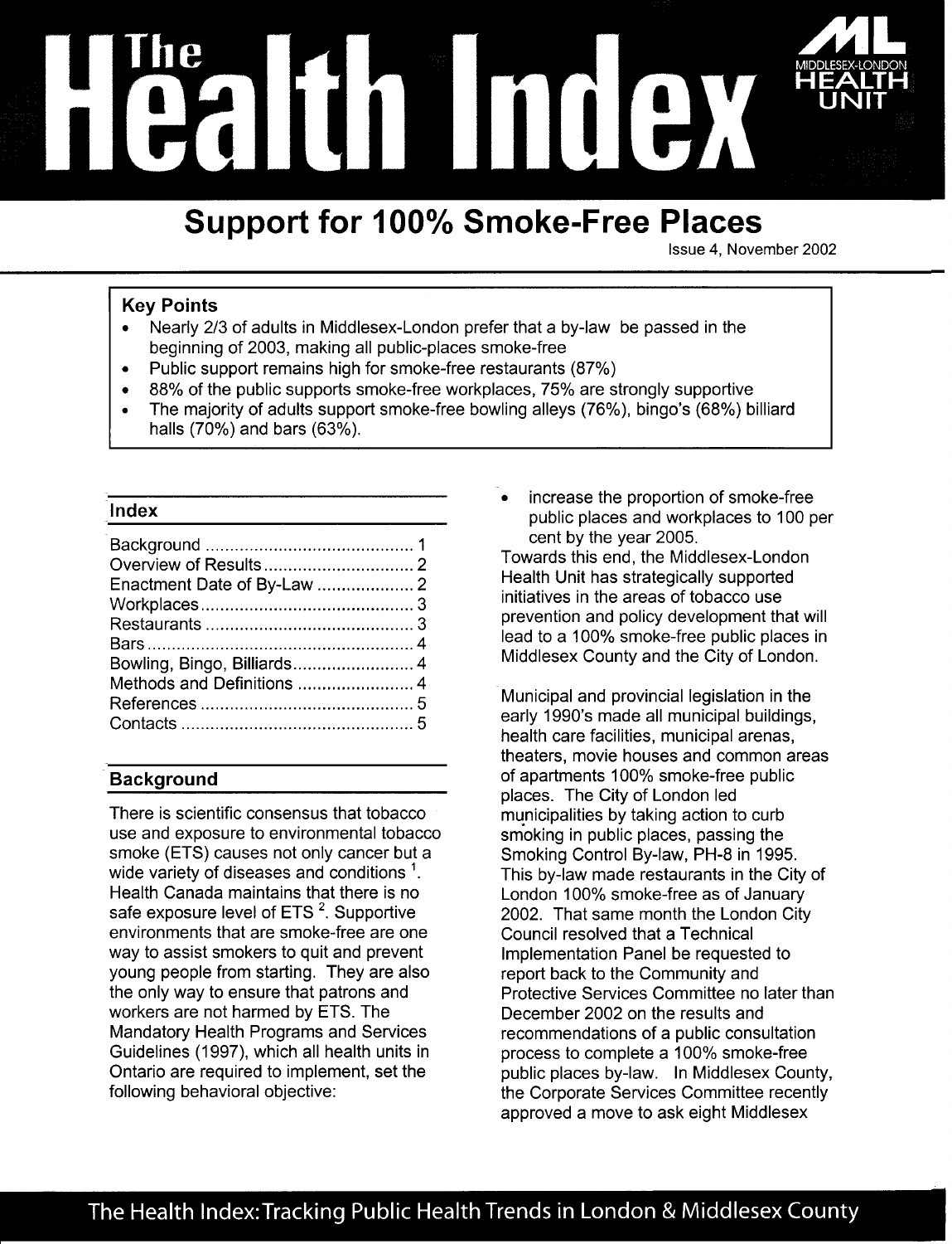# The Health Index

MIDDLESEX-LONDON HEALTH UNIT

## Support for 100% Smoke-Free Places

Issue 4, November 2002

**Key Points**

- Nearly 2/3 of adults in Middlesex-London prefer that a by-law be passed in the beginning of 2003, making all public-places smoke-free
- Public support remains high for smoke-free restaurants (87%)
- 88% of the public supports smoke-free workplaces, 75% are strongly supportive
- The majority of adults support smoke-free bowling alleys (76%), bingo's (68%) billiard halls (70%) and bars (63%).

### Index

| | |
|---|---|
| Background | 1 |
| Overview of Results | 2 |
| Enactment Date of By-Law | 2 |
| Workplaces | 3 |
| Restaurants | 3 |
| Bars | 4 |
| Bowling, Bingo, Billiards | 4 |
| Methods and Definitions | 4 |
| References | 5 |
| Contacts | 5 |

### Background

There is scientific consensus that tobacco use and exposure to environmental tobacco smoke (ETS) causes not only cancer but a wide variety of diseases and conditions [1]. Health Canada maintains that there is no safe exposure level of ETS [2]. Supportive environments that are smoke-free are one way to assist smokers to quit and prevent young people from starting. They are also the only way to ensure that patrons and workers are not harmed by ETS. The Mandatory Health Programs and Services Guidelines (1997), which all health units in Ontario are required to implement, set the following behavioral objective:

- increase the proportion of smoke-free public places and workplaces to 100 per cent by the year 2005.

Towards this end, the Middlesex-London Health Unit has strategically supported initiatives in the areas of tobacco use prevention and policy development that will lead to a 100% smoke-free public places in Middlesex County and the City of London.

Municipal and provincial legislation in the early 1990's made all municipal buildings, health care facilities, municipal arenas, theaters, movie houses and common areas of apartments 100% smoke-free public places. The City of London led municipalities by taking action to curb smoking in public places, passing the Smoking Control By-law, PH-8 in 1995. This by-law made restaurants in the City of London 100% smoke-free as of January 2002. That same month the London City Council resolved that a Technical Implementation Panel be requested to report back to the Community and Protective Services Committee no later than December 2002 on the results and recommendations of a public consultation process to complete a 100% smoke-free public places by-law. In Middlesex County, the Corporate Services Committee recently approved a move to ask eight Middlesex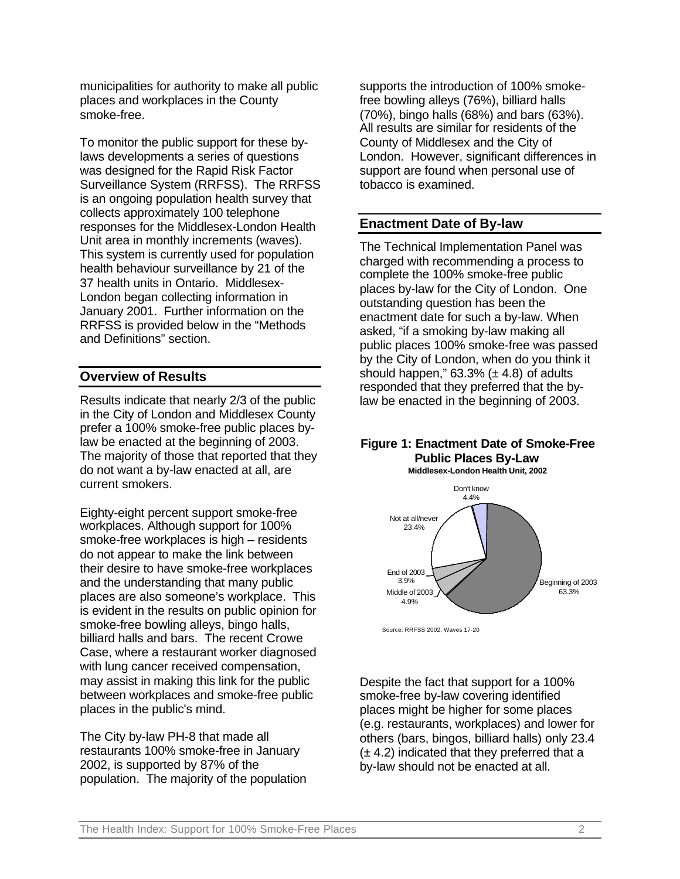municipalities for authority to make all public places and workplaces in the County smoke-free.

To monitor the public support for these by-laws developments a series of questions was designed for the Rapid Risk Factor Surveillance System (RRFSS). The RRFSS is an ongoing population health survey that collects approximately 100 telephone responses for the Middlesex-London Health Unit area in monthly increments (waves). This system is currently used for population health behaviour surveillance by 21 of the 37 health units in Ontario. Middlesex-London began collecting information in January 2001. Further information on the RRFSS is provided below in the "Methods and Definitions" section.

## Overview of Results

Results indicate that nearly 2/3 of the public in the City of London and Middlesex County prefer a 100% smoke-free public places by-law be enacted at the beginning of 2003. The majority of those that reported that they do not want a by-law enacted at all, are current smokers.

Eighty-eight percent support smoke-free workplaces. Although support for 100% smoke-free workplaces is high – residents do not appear to make the link between their desire to have smoke-free workplaces and the understanding that many public places are also someone's workplace. This is evident in the results on public opinion for smoke-free bowling alleys, bingo halls, billiard halls and bars. The recent Crowe Case, where a restaurant worker diagnosed with lung cancer received compensation, may assist in making this link for the public between workplaces and smoke-free public places in the public's mind.

The City by-law PH-8 that made all restaurants 100% smoke-free in January 2002, is supported by 87% of the population. The majority of the population supports the introduction of 100% smoke-free bowling alleys (76%), billiard halls (70%), bingo halls (68%) and bars (63%). All results are similar for residents of the County of Middlesex and the City of London. However, significant differences in support are found when personal use of tobacco is examined.

## Enactment Date of By-law

The Technical Implementation Panel was charged with recommending a process to complete the 100% smoke-free public places by-law for the City of London. One outstanding question has been the enactment date for such a by-law. When asked, "if a smoking by-law making all public places 100% smoke-free was passed by the City of London, when do you think it should happen," 63.3% (± 4.8) of adults responded that they preferred that the by-law be enacted in the beginning of 2003.

**Figure 1: Enactment Date of Smoke-Free Public Places By-Law**
**Middlesex-London Health Unit, 2002**

| Enactment Date | Percent |
|---|---|
| Beginning of 2003 | 63.3% |
| Middle of 2003 | 4.9% |
| End of 2003 | 3.9% |
| Not at all/never | 23.4% |
| Don't know | 4.4% |

Source: RRFSS 2002, Waves 17-20

Despite the fact that support for a 100% smoke-free by-law covering identified places might be higher for some places (e.g. restaurants, workplaces) and lower for others (bars, bingos, billiard halls) only 23.4 (± 4.2) indicated that they preferred that a by-law should not be enacted at all.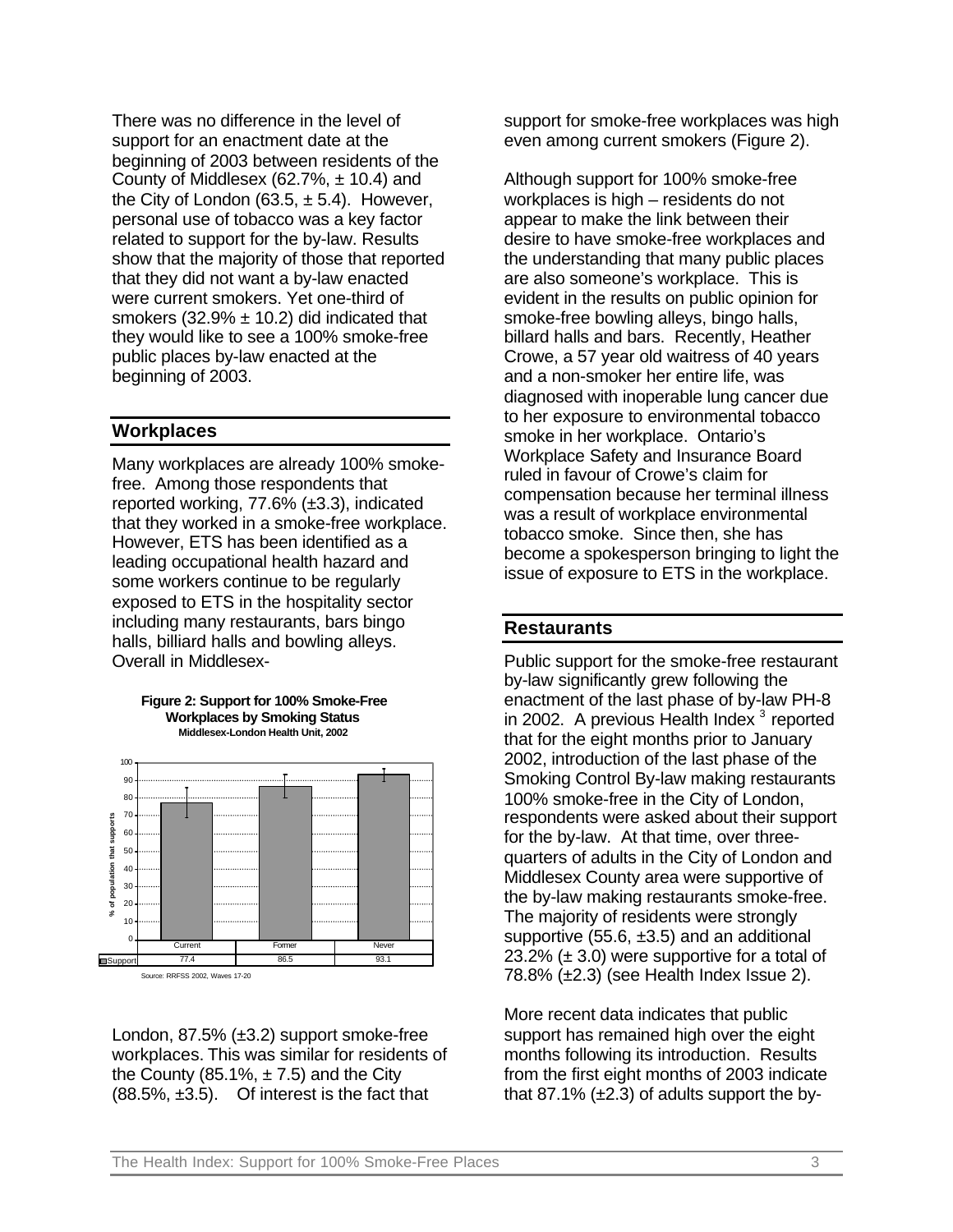There was no difference in the level of support for an enactment date at the beginning of 2003 between residents of the County of Middlesex (62.7%, ± 10.4) and the City of London (63.5, ± 5.4). However, personal use of tobacco was a key factor related to support for the by-law. Results show that the majority of those that reported that they did not want a by-law enacted were current smokers. Yet one-third of smokers (32.9% ± 10.2) did indicated that they would like to see a 100% smoke-free public places by-law enacted at the beginning of 2003.

## Workplaces

Many workplaces are already 100% smoke-free. Among those respondents that reported working, 77.6% (±3.3), indicated that they worked in a smoke-free workplace. However, ETS has been identified as a leading occupational health hazard and some workers continue to be regularly exposed to ETS in the hospitality sector including many restaurants, bars bingo halls, billiard halls and bowling alleys. Overall in Middlesex-London, 87.5% (±3.2) support smoke-free workplaces. This was similar for residents of the County (85.1%, ± 7.5) and the City (88.5%, ±3.5). Of interest is the fact that support for smoke-free workplaces was high even among current smokers (Figure 2).

**Figure 2: Support for 100% Smoke-Free Workplaces by Smoking Status**
**Middlesex-London Health Unit, 2002**

| | Current | Former | Never |
|---|---|---|---|
| Support | 77.4 | 86.5 | 93.1 |

Source: RRFSS 2002, Waves 17-20

Although support for 100% smoke-free workplaces is high – residents do not appear to make the link between their desire to have smoke-free workplaces and the understanding that many public places are also someone's workplace. This is evident in the results on public opinion for smoke-free bowling alleys, bingo halls, billard halls and bars. Recently, Heather Crowe, a 57 year old waitress of 40 years and a non-smoker her entire life, was diagnosed with inoperable lung cancer due to her exposure to environmental tobacco smoke in her workplace. Ontario's Workplace Safety and Insurance Board ruled in favour of Crowe's claim for compensation because her terminal illness was a result of workplace environmental tobacco smoke. Since then, she has become a spokesperson bringing to light the issue of exposure to ETS in the workplace.

## Restaurants

Public support for the smoke-free restaurant by-law significantly grew following the enactment of the last phase of by-law PH-8 in 2002. A previous Health Index [3] reported that for the eight months prior to January 2002, introduction of the last phase of the Smoking Control By-law making restaurants 100% smoke-free in the City of London, respondents were asked about their support for the by-law. At that time, over three-quarters of adults in the City of London and Middlesex County area were supportive of the by-law making restaurants smoke-free. The majority of residents were strongly supportive (55.6, ±3.5) and an additional 23.2% (± 3.0) were supportive for a total of 78.8% (±2.3) (see Health Index Issue 2).

More recent data indicates that public support has remained high over the eight months following its introduction. Results from the first eight months of 2003 indicate that 87.1% (±2.3) of adults support the by-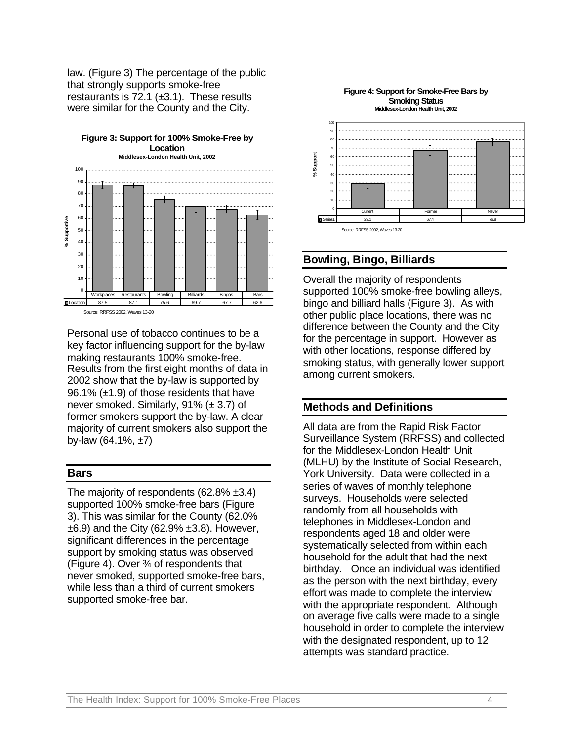law. (Figure 3) The percentage of the public that strongly supports smoke-free restaurants is 72.1 (±3.1). These results were similar for the County and the City.

**Figure 3: Support for 100% Smoke-Free by Location**
**Middlesex-London Health Unit, 2002**

| | Workplaces | Restaurants | Bowling | Billiards | Bingos | Bars |
|---|---|---|---|---|---|---|
| Location | 87.5 | 87.1 | 75.6 | 69.7 | 67.7 | 62.6 |

Source: RRFSS 2002, Waves 13-20

Personal use of tobacco continues to be a key factor influencing support for the by-law making restaurants 100% smoke-free. Results from the first eight months of data in 2002 show that the by-law is supported by 96.1% (±1.9) of those residents that have never smoked. Similarly, 91% (± 3.7) of former smokers support the by-law. A clear majority of current smokers also support the by-law (64.1%, ±7)

## Bars

The majority of respondents (62.8% ±3.4) supported 100% smoke-free bars (Figure 3). This was similar for the County (62.0% ±6.9) and the City (62.9% ±3.8). However, significant differences in the percentage support by smoking status was observed (Figure 4). Over ¾ of respondents that never smoked, supported smoke-free bars, while less than a third of current smokers supported smoke-free bar.

**Figure 4: Support for Smoke-Free Bars by Smoking Status**
**Middlesex-London Health Unit, 2002**

| | Current | Former | Never |
|---|---|---|---|
| Series1 | 29.1 | 67.4 | 76.8 |

Source: RRFSS 2002, Waves 13-20

## Bowling, Bingo, Billiards

Overall the majority of respondents supported 100% smoke-free bowling alleys, bingo and billiard halls (Figure 3). As with other public place locations, there was no difference between the County and the City for the percentage in support. However as with other locations, response differed by smoking status, with generally lower support among current smokers.

## Methods and Definitions

All data are from the Rapid Risk Factor Surveillance System (RRFSS) and collected for the Middlesex-London Health Unit (MLHU) by the Institute of Social Research, York University. Data were collected in a series of waves of monthly telephone surveys. Households were selected randomly from all households with telephones in Middlesex-London and respondents aged 18 and older were systematically selected from within each household for the adult that had the next birthday. Once an individual was identified as the person with the next birthday, every effort was made to complete the interview with the appropriate respondent. Although on average five calls were made to a single household in order to complete the interview with the designated respondent, up to 12 attempts was standard practice.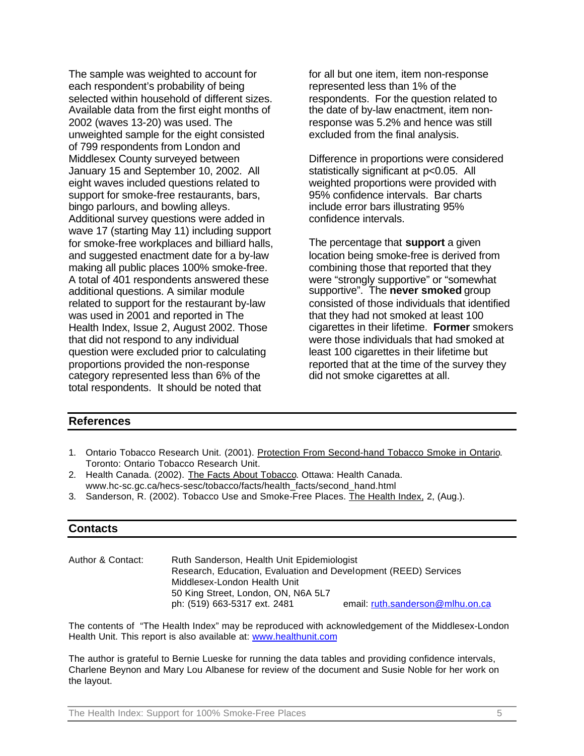The sample was weighted to account for each respondent's probability of being selected within household of different sizes. Available data from the first eight months of 2002 (waves 13-20) was used. The unweighted sample for the eight consisted of 799 respondents from London and Middlesex County surveyed between January 15 and September 10, 2002. All eight waves included questions related to support for smoke-free restaurants, bars, bingo parlours, and bowling alleys. Additional survey questions were added in wave 17 (starting May 11) including support for smoke-free workplaces and billiard halls, and suggested enactment date for a by-law making all public places 100% smoke-free. A total of 401 respondents answered these additional questions. A similar module related to support for the restaurant by-law was used in 2001 and reported in The Health Index, Issue 2, August 2002. Those that did not respond to any individual question were excluded prior to calculating proportions provided the non-response category represented less than 6% of the total respondents. It should be noted that for all but one item, item non-response represented less than 1% of the respondents. For the question related to the date of by-law enactment, item non-response was 5.2% and hence was still excluded from the final analysis.

Difference in proportions were considered statistically significant at $p<0.05$. All weighted proportions were provided with 95% confidence intervals. Bar charts include error bars illustrating 95% confidence intervals.

The percentage that **support** a given location being smoke-free is derived from combining those that reported that they were "strongly supportive" or "somewhat supportive". The **never smoked** group consisted of those individuals that identified that they had not smoked at least 100 cigarettes in their lifetime. **Former** smokers were those individuals that had smoked at least 100 cigarettes in their lifetime but reported that at the time of the survey they did not smoke cigarettes at all.

## References

1. Ontario Tobacco Research Unit. (2001). Protection From Second-hand Tobacco Smoke in Ontario. Toronto: Ontario Tobacco Research Unit.
2. Health Canada. (2002). The Facts About Tobacco. Ottawa: Health Canada. www.hc-sc.gc.ca/hecs-sesc/tobacco/facts/health_facts/second_hand.html
3. Sanderson, R. (2002). Tobacco Use and Smoke-Free Places. The Health Index, 2, (Aug.).

## Contacts

Author & Contact: Ruth Sanderson, Health Unit Epidemiologist
Research, Education, Evaluation and Development (REED) Services
Middlesex-London Health Unit
50 King Street, London, ON, N6A 5L7
ph: (519) 663-5317 ext. 2481 email: ruth.sanderson@mlhu.on.ca

The contents of "The Health Index" may be reproduced with acknowledgement of the Middlesex-London Health Unit. This report is also available at: www.healthunit.com

The author is grateful to Bernie Lueske for running the data tables and providing confidence intervals, Charlene Beynon and Mary Lou Albanese for review of the document and Susie Noble for her work on the layout.